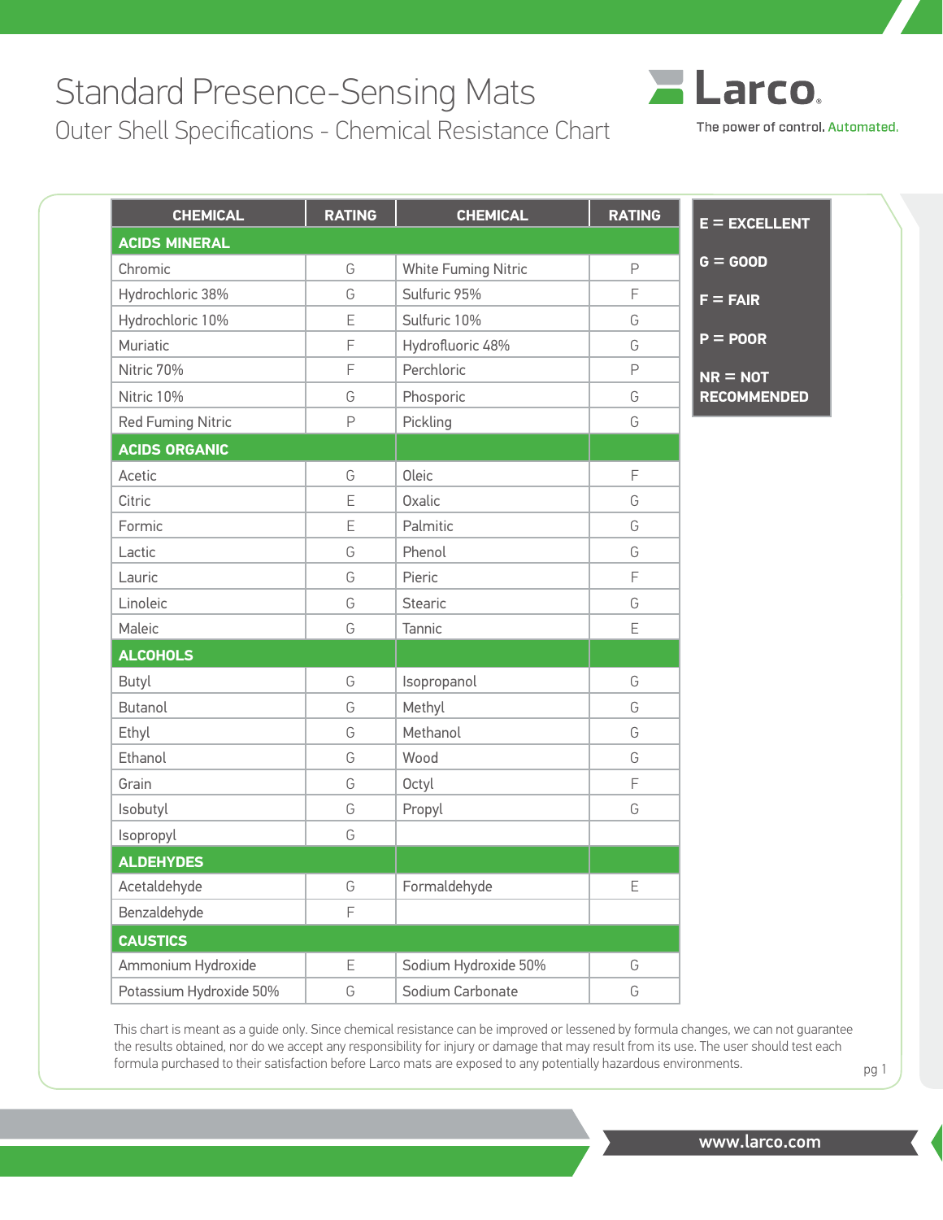# Standard Presence-Sensing Mats

## Outer Shell Specifications - Chemical Resistance Chart

Larco

The power of control. Automated.

| CHEMICAL | RATING | CHEMICAL | RATING |
|---|---|---|---|
| **ACIDS MINERAL** | | | |
| Chromic | G | White Fuming Nitric | P |
| Hydrochloric 38% | G | Sulfuric 95% | F |
| Hydrochloric 10% | E | Sulfuric 10% | G |
| Muriatic | F | Hydrofluoric 48% | G |
| Nitric 70% | F | Perchloric | P |
| Nitric 10% | G | Phosporic | G |
| Red Fuming Nitric | P | Pickling | G |
| **ACIDS ORGANIC** | | | |
| Acetic | G | Oleic | F |
| Citric | E | Oxalic | G |
| Formic | E | Palmitic | G |
| Lactic | G | Phenol | G |
| Lauric | G | Pieric | F |
| Linoleic | G | Stearic | G |
| Maleic | G | Tannic | E |
| **ALCOHOLS** | | | |
| Butyl | G | Isopropanol | G |
| Butanol | G | Methyl | G |
| Ethyl | G | Methanol | G |
| Ethanol | G | Wood | G |
| Grain | G | Octyl | F |
| Isobutyl | G | Propyl | G |
| Isopropyl | G | | |
| **ALDEHYDES** | | | |
| Acetaldehyde | G | Formaldehyde | E |
| Benzaldehyde | F | | |
| **CAUSTICS** | | | |
| Ammonium Hydroxide | E | Sodium Hydroxide 50% | G |
| Potassium Hydroxide 50% | G | Sodium Carbonate | G |

**E = EXCELLENT**

**G = GOOD**

**F = FAIR**

**P = POOR**

**NR = NOT RECOMMENDED**

This chart is meant as a guide only. Since chemical resistance can be improved or lessened by formula changes, we can not guarantee the results obtained, nor do we accept any responsibility for injury or damage that may result from its use. The user should test each formula purchased to their satisfaction before Larco mats are exposed to any potentially hazardous environments.

www.larco.com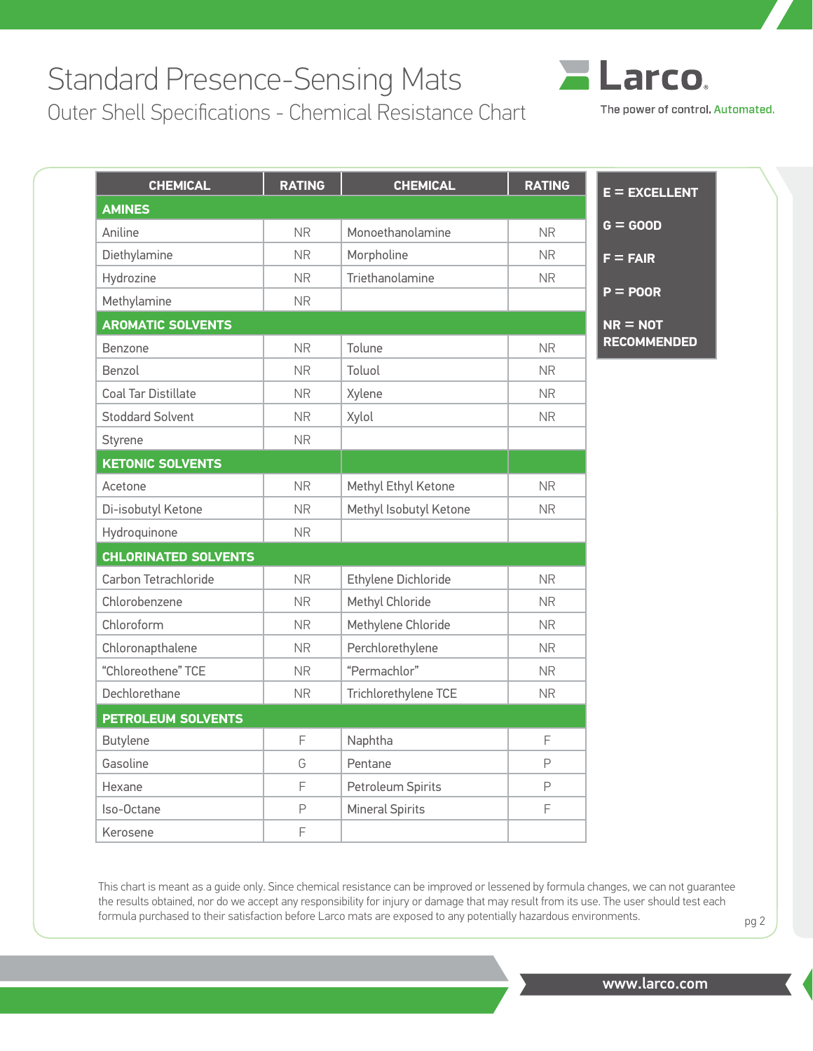# Standard Presence-Sensing Mats

## Outer Shell Specifications - Chemical Resistance Chart

| CHEMICAL | RATING | CHEMICAL | RATING |
|---|---|---|---|
| **AMINES** | | | |
| Aniline | NR | Monoethanolamine | NR |
| Diethylamine | NR | Morpholine | NR |
| Hydrozine | NR | Triethanolamine | NR |
| Methylamine | NR | | |
| **AROMATIC SOLVENTS** | | | |
| Benzone | NR | Tolune | NR |
| Benzol | NR | Toluol | NR |
| Coal Tar Distillate | NR | Xylene | NR |
| Stoddard Solvent | NR | Xylol | NR |
| Styrene | NR | | |
| **KETONIC SOLVENTS** | | | |
| Acetone | NR | Methyl Ethyl Ketone | NR |
| Di-isobutyl Ketone | NR | Methyl Isobutyl Ketone | NR |
| Hydroquinone | NR | | |
| **CHLORINATED SOLVENTS** | | | |
| Carbon Tetrachloride | NR | Ethylene Dichloride | NR |
| Chlorobenzene | NR | Methyl Chloride | NR |
| Chloroform | NR | Methylene Chloride | NR |
| Chloronapthalene | NR | Perchlorethylene | NR |
| "Chloreothene" TCE | NR | "Permachlor" | NR |
| Dechlorethane | NR | Trichlorethylene TCE | NR |
| **PETROLEUM SOLVENTS** | | | |
| Butylene | F | Naphtha | F |
| Gasoline | G | Pentane | P |
| Hexane | F | Petroleum Spirits | P |
| Iso-Octane | P | Mineral Spirits | F |
| Kerosene | F | | |

**E = EXCELLENT**
**G = GOOD**
**F = FAIR**
**P = POOR**
**NR = NOT RECOMMENDED**

This chart is meant as a guide only. Since chemical resistance can be improved or lessened by formula changes, we can not guarantee the results obtained, nor do we accept any responsibility for injury or damage that may result from its use. The user should test each formula purchased to their satisfaction before Larco mats are exposed to any potentially hazardous environments.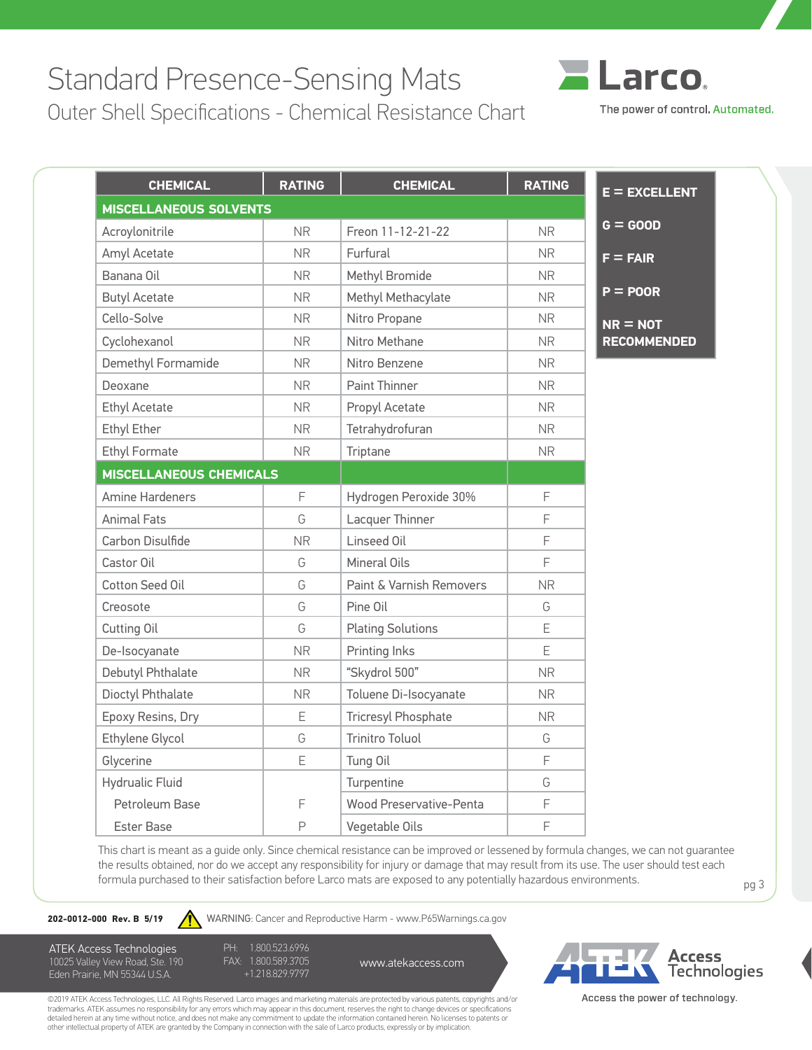# Standard Presence-Sensing Mats

## Outer Shell Specifications - Chemical Resistance Chart

Larco

The power of control. Automated.

| CHEMICAL | RATING | CHEMICAL | RATING |
|---|---|---|---|
| **MISCELLANEOUS SOLVENTS** | | | |
| Acroylonitrile | NR | Freon 11-12-21-22 | NR |
| Amyl Acetate | NR | Furfural | NR |
| Banana Oil | NR | Methyl Bromide | NR |
| Butyl Acetate | NR | Methyl Methacylate | NR |
| Cello-Solve | NR | Nitro Propane | NR |
| Cyclohexanol | NR | Nitro Methane | NR |
| Demethyl Formamide | NR | Nitro Benzene | NR |
| Deoxane | NR | Paint Thinner | NR |
| Ethyl Acetate | NR | Propyl Acetate | NR |
| Ethyl Ether | NR | Tetrahydrofuran | NR |
| Ethyl Formate | NR | Triptane | NR |
| **MISCELLANEOUS CHEMICALS** | | | |
| Amine Hardeners | F | Hydrogen Peroxide 30% | F |
| Animal Fats | G | Lacquer Thinner | F |
| Carbon Disulfide | NR | Linseed Oil | F |
| Castor Oil | G | Mineral Oils | F |
| Cotton Seed Oil | G | Paint & Varnish Removers | NR |
| Creosote | G | Pine Oil | G |
| Cutting Oil | G | Plating Solutions | E |
| De-Isocyanate | NR | Printing Inks | E |
| Debutyl Phthalate | NR | "Skydrol 500" | NR |
| Dioctyl Phthalate | NR | Toluene Di-Isocyanate | NR |
| Epoxy Resins, Dry | E | Tricresyl Phosphate | NR |
| Ethylene Glycol | G | Trinitro Toluol | G |
| Glycerine | E | Tung Oil | F |
| Hydraulic Fluid | | Turpentine | G |
| Petroleum Base | F | Wood Preservative-Penta | F |
| Ester Base | P | Vegetable Oils | F |

**E = EXCELLENT**

**G = GOOD**

**F = FAIR**

**P = POOR**

**NR = NOT RECOMMENDED**

This chart is meant as a guide only. Since chemical resistance can be improved or lessened by formula changes, we can not guarantee the results obtained, nor do we accept any responsibility for injury or damage that may result from its use. The user should test each formula purchased to their satisfaction before Larco mats are exposed to any potentially hazardous environments.

**202-0012-000 Rev. B 5/19** WARNING: Cancer and Reproductive Harm - www.P65Warnings.ca.gov

ATEK Access Technologies
10025 Valley View Road, Ste. 190
Eden Prairie, MN 55344 U.S.A.

PH: 1.800.523.6996
FAX: 1.800.589.3705
+1.218.829.9797

www.atekaccess.com

ATEK Access Technologies

Access the power of technology.

©2019 ATEK Access Technologies, LLC. All Rights Reserved. Larco images and marketing materials are protected by various patents, copyrights and/or trademarks. ATEK assumes no responsibility for any errors which may appear in this document, reserves the right to change devices or specifications detailed herein at any time without notice, and does not make any commitment to update the information contained herein. No licenses to patents or other intellectual property of ATEK are granted by the Company in connection with the sale of Larco products, expressly or by implication.